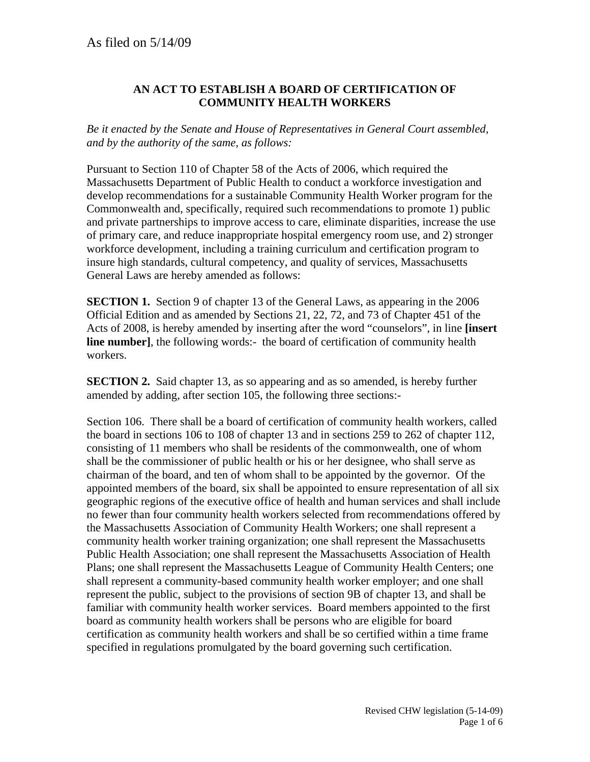As filed on 5/14/09

## AN ACT TO ESTABLISH A BOARD OF CERTIFICATION OF COMMUNITY HEALTH WORKERS

*Be it enacted by the Senate and House of Representatives in General Court assembled, and by the authority of the same, as follows:*

Pursuant to Section 110 of Chapter 58 of the Acts of 2006, which required the Massachusetts Department of Public Health to conduct a workforce investigation and develop recommendations for a sustainable Community Health Worker program for the Commonwealth and, specifically, required such recommendations to promote 1) public and private partnerships to improve access to care, eliminate disparities, increase the use of primary care, and reduce inappropriate hospital emergency room use, and 2) stronger workforce development, including a training curriculum and certification program to insure high standards, cultural competency, and quality of services, Massachusetts General Laws are hereby amended as follows:

**SECTION 1.** Section 9 of chapter 13 of the General Laws, as appearing in the 2006 Official Edition and as amended by Sections 21, 22, 72, and 73 of Chapter 451 of the Acts of 2008, is hereby amended by inserting after the word "counselors", in line **[insert line number]**, the following words:- the board of certification of community health workers.

**SECTION 2.** Said chapter 13, as so appearing and as so amended, is hereby further amended by adding, after section 105, the following three sections:-

Section 106. There shall be a board of certification of community health workers, called the board in sections 106 to 108 of chapter 13 and in sections 259 to 262 of chapter 112, consisting of 11 members who shall be residents of the commonwealth, one of whom shall be the commissioner of public health or his or her designee, who shall serve as chairman of the board, and ten of whom shall to be appointed by the governor. Of the appointed members of the board, six shall be appointed to ensure representation of all six geographic regions of the executive office of health and human services and shall include no fewer than four community health workers selected from recommendations offered by the Massachusetts Association of Community Health Workers; one shall represent a community health worker training organization; one shall represent the Massachusetts Public Health Association; one shall represent the Massachusetts Association of Health Plans; one shall represent the Massachusetts League of Community Health Centers; one shall represent a community-based community health worker employer; and one shall represent the public, subject to the provisions of section 9B of chapter 13, and shall be familiar with community health worker services. Board members appointed to the first board as community health workers shall be persons who are eligible for board certification as community health workers and shall be so certified within a time frame specified in regulations promulgated by the board governing such certification.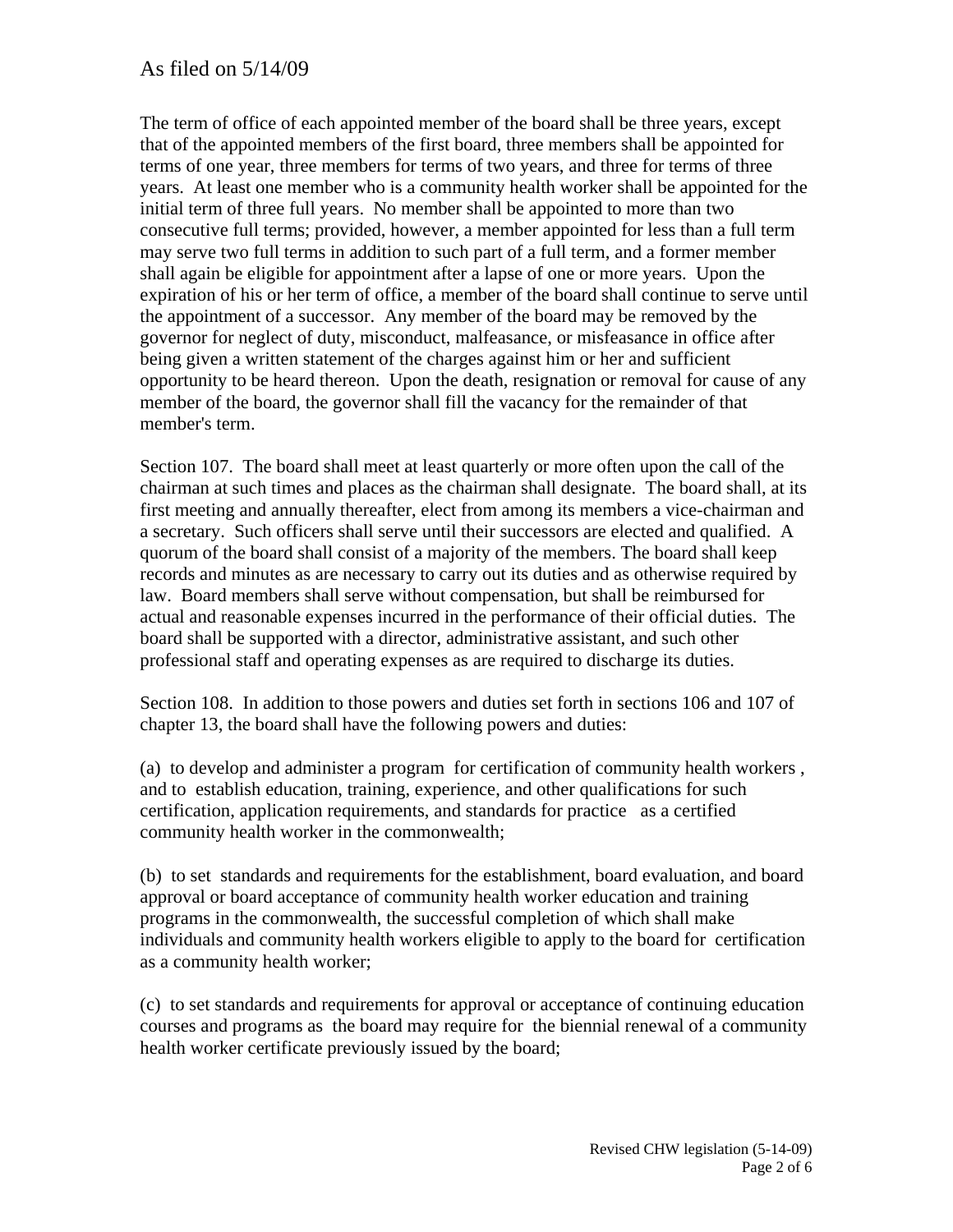As filed on 5/14/09

The term of office of each appointed member of the board shall be three years, except that of the appointed members of the first board, three members shall be appointed for terms of one year, three members for terms of two years, and three for terms of three years. At least one member who is a community health worker shall be appointed for the initial term of three full years. No member shall be appointed to more than two consecutive full terms; provided, however, a member appointed for less than a full term may serve two full terms in addition to such part of a full term, and a former member shall again be eligible for appointment after a lapse of one or more years. Upon the expiration of his or her term of office, a member of the board shall continue to serve until the appointment of a successor. Any member of the board may be removed by the governor for neglect of duty, misconduct, malfeasance, or misfeasance in office after being given a written statement of the charges against him or her and sufficient opportunity to be heard thereon. Upon the death, resignation or removal for cause of any member of the board, the governor shall fill the vacancy for the remainder of that member's term.

Section 107. The board shall meet at least quarterly or more often upon the call of the chairman at such times and places as the chairman shall designate. The board shall, at its first meeting and annually thereafter, elect from among its members a vice-chairman and a secretary. Such officers shall serve until their successors are elected and qualified. A quorum of the board shall consist of a majority of the members. The board shall keep records and minutes as are necessary to carry out its duties and as otherwise required by law. Board members shall serve without compensation, but shall be reimbursed for actual and reasonable expenses incurred in the performance of their official duties. The board shall be supported with a director, administrative assistant, and such other professional staff and operating expenses as are required to discharge its duties.

Section 108. In addition to those powers and duties set forth in sections 106 and 107 of chapter 13, the board shall have the following powers and duties:

(a) to develop and administer a program for certification of community health workers , and to establish education, training, experience, and other qualifications for such certification, application requirements, and standards for practice as a certified community health worker in the commonwealth;

(b) to set standards and requirements for the establishment, board evaluation, and board approval or board acceptance of community health worker education and training programs in the commonwealth, the successful completion of which shall make individuals and community health workers eligible to apply to the board for certification as a community health worker;

(c) to set standards and requirements for approval or acceptance of continuing education courses and programs as the board may require for the biennial renewal of a community health worker certificate previously issued by the board;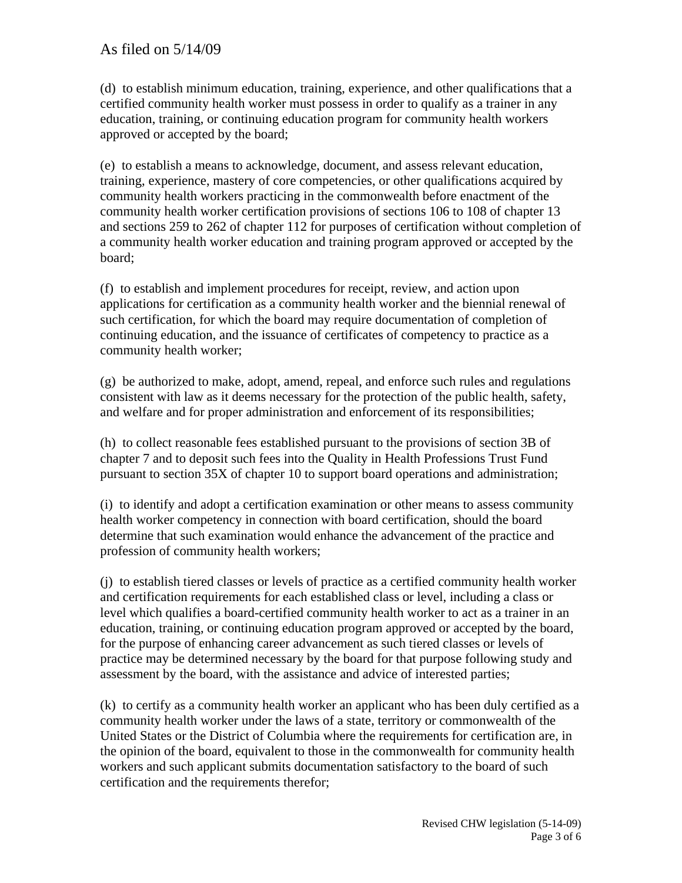(d) to establish minimum education, training, experience, and other qualifications that a certified community health worker must possess in order to qualify as a trainer in any education, training, or continuing education program for community health workers approved or accepted by the board;

(e) to establish a means to acknowledge, document, and assess relevant education, training, experience, mastery of core competencies, or other qualifications acquired by community health workers practicing in the commonwealth before enactment of the community health worker certification provisions of sections 106 to 108 of chapter 13 and sections 259 to 262 of chapter 112 for purposes of certification without completion of a community health worker education and training program approved or accepted by the board;

(f) to establish and implement procedures for receipt, review, and action upon applications for certification as a community health worker and the biennial renewal of such certification, for which the board may require documentation of completion of continuing education, and the issuance of certificates of competency to practice as a community health worker;

(g) be authorized to make, adopt, amend, repeal, and enforce such rules and regulations consistent with law as it deems necessary for the protection of the public health, safety, and welfare and for proper administration and enforcement of its responsibilities;

(h) to collect reasonable fees established pursuant to the provisions of section 3B of chapter 7 and to deposit such fees into the Quality in Health Professions Trust Fund pursuant to section 35X of chapter 10 to support board operations and administration;

(i) to identify and adopt a certification examination or other means to assess community health worker competency in connection with board certification, should the board determine that such examination would enhance the advancement of the practice and profession of community health workers;

(j) to establish tiered classes or levels of practice as a certified community health worker and certification requirements for each established class or level, including a class or level which qualifies a board-certified community health worker to act as a trainer in an education, training, or continuing education program approved or accepted by the board, for the purpose of enhancing career advancement as such tiered classes or levels of practice may be determined necessary by the board for that purpose following study and assessment by the board, with the assistance and advice of interested parties;

(k) to certify as a community health worker an applicant who has been duly certified as a community health worker under the laws of a state, territory or commonwealth of the United States or the District of Columbia where the requirements for certification are, in the opinion of the board, equivalent to those in the commonwealth for community health workers and such applicant submits documentation satisfactory to the board of such certification and the requirements therefor;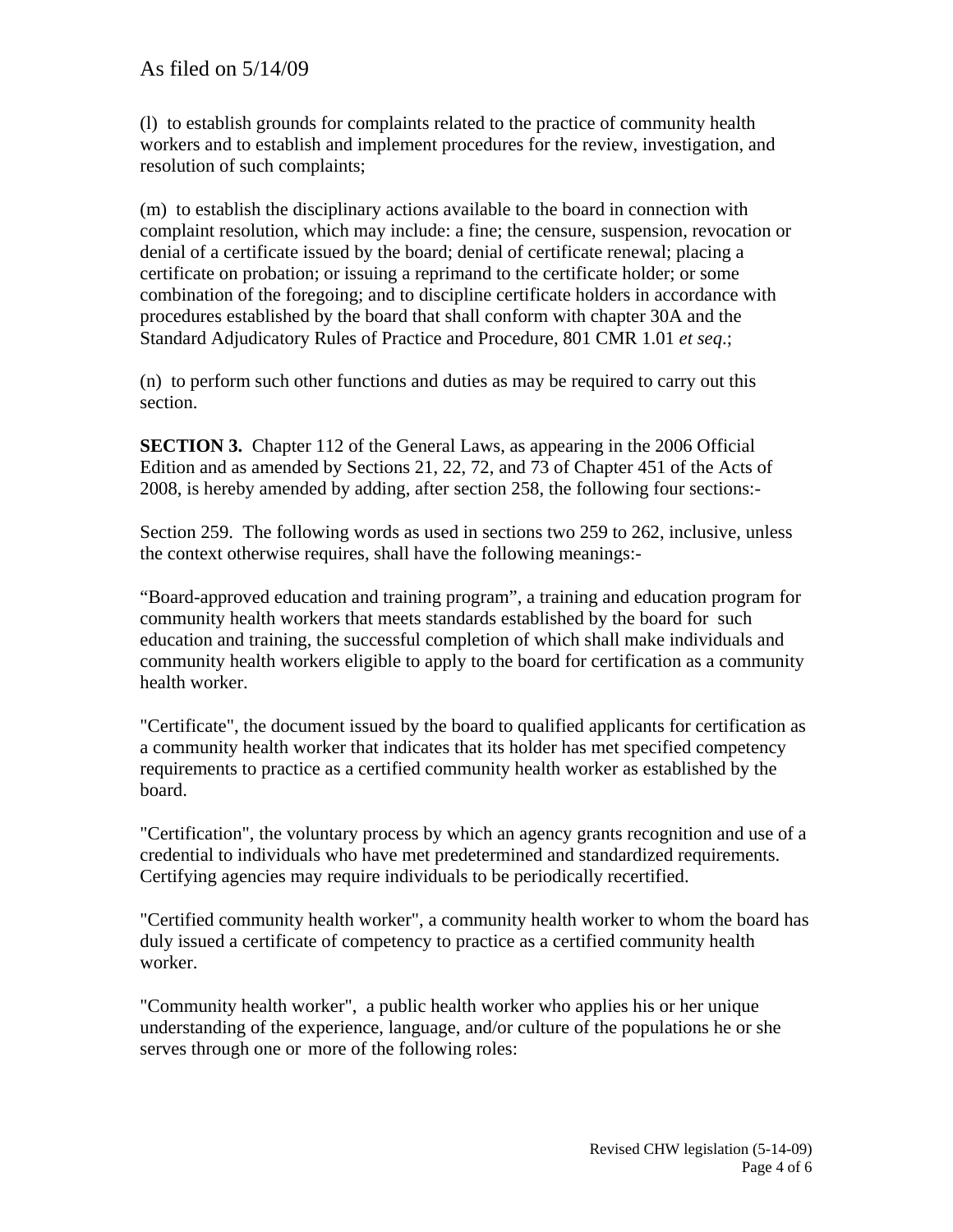As filed on 5/14/09

(l) to establish grounds for complaints related to the practice of community health workers and to establish and implement procedures for the review, investigation, and resolution of such complaints;

(m) to establish the disciplinary actions available to the board in connection with complaint resolution, which may include: a fine; the censure, suspension, revocation or denial of a certificate issued by the board; denial of certificate renewal; placing a certificate on probation; or issuing a reprimand to the certificate holder; or some combination of the foregoing; and to discipline certificate holders in accordance with procedures established by the board that shall conform with chapter 30A and the Standard Adjudicatory Rules of Practice and Procedure, 801 CMR 1.01 *et seq.*;

(n) to perform such other functions and duties as may be required to carry out this section.

**SECTION 3.** Chapter 112 of the General Laws, as appearing in the 2006 Official Edition and as amended by Sections 21, 22, 72, and 73 of Chapter 451 of the Acts of 2008, is hereby amended by adding, after section 258, the following four sections:-

Section 259. The following words as used in sections two 259 to 262, inclusive, unless the context otherwise requires, shall have the following meanings:-

"Board-approved education and training program", a training and education program for community health workers that meets standards established by the board for such education and training, the successful completion of which shall make individuals and community health workers eligible to apply to the board for certification as a community health worker.

"Certificate", the document issued by the board to qualified applicants for certification as a community health worker that indicates that its holder has met specified competency requirements to practice as a certified community health worker as established by the board.

"Certification", the voluntary process by which an agency grants recognition and use of a credential to individuals who have met predetermined and standardized requirements. Certifying agencies may require individuals to be periodically recertified.

"Certified community health worker", a community health worker to whom the board has duly issued a certificate of competency to practice as a certified community health worker.

"Community health worker", a public health worker who applies his or her unique understanding of the experience, language, and/or culture of the populations he or she serves through one or more of the following roles: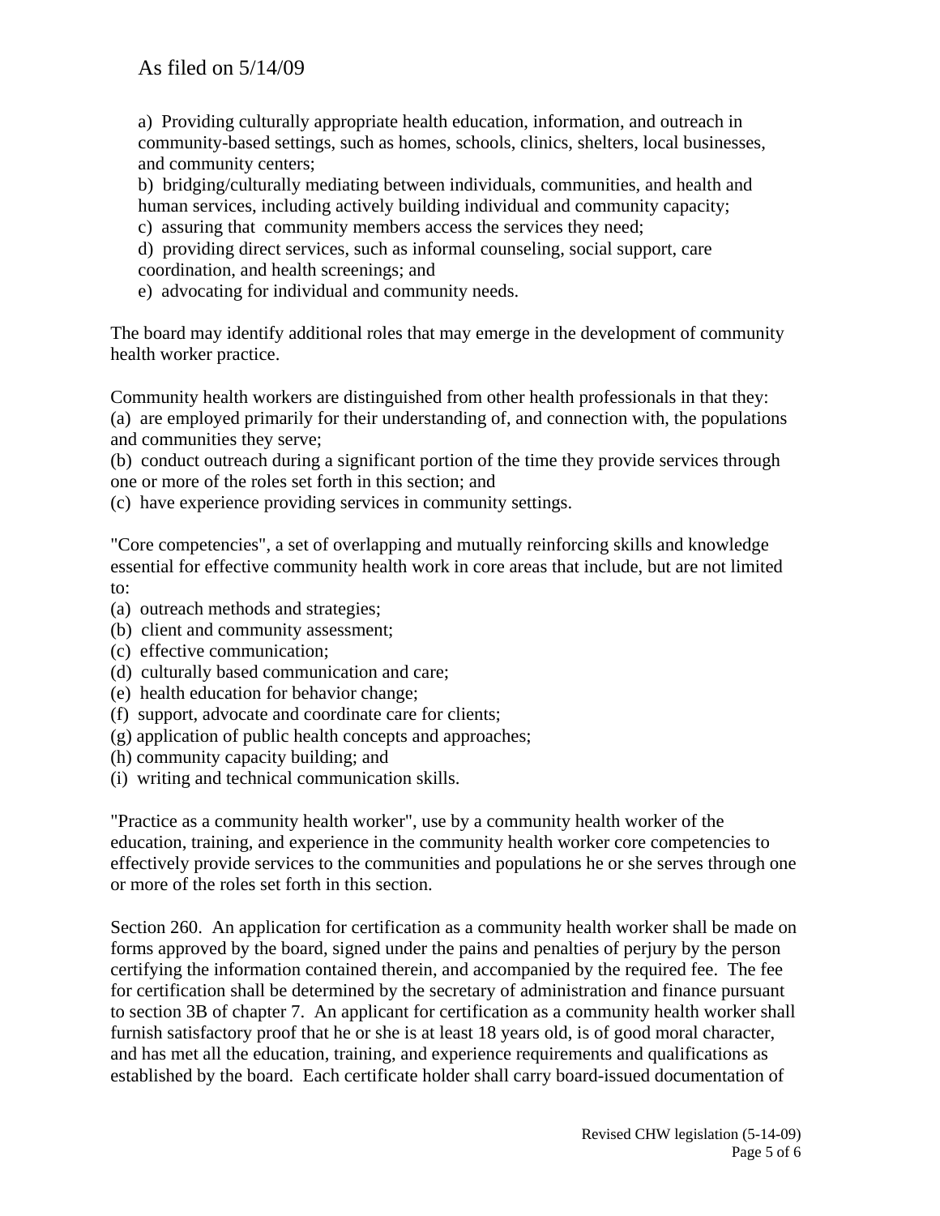As filed on 5/14/09

a) Providing culturally appropriate health education, information, and outreach in community-based settings, such as homes, schools, clinics, shelters, local businesses, and community centers;
b) bridging/culturally mediating between individuals, communities, and health and human services, including actively building individual and community capacity;
c) assuring that community members access the services they need;
d) providing direct services, such as informal counseling, social support, care coordination, and health screenings; and
e) advocating for individual and community needs.

The board may identify additional roles that may emerge in the development of community health worker practice.

Community health workers are distinguished from other health professionals in that they:
(a) are employed primarily for their understanding of, and connection with, the populations and communities they serve;
(b) conduct outreach during a significant portion of the time they provide services through one or more of the roles set forth in this section; and
(c) have experience providing services in community settings.

"Core competencies", a set of overlapping and mutually reinforcing skills and knowledge essential for effective community health work in core areas that include, but are not limited to:
(a) outreach methods and strategies;
(b) client and community assessment;
(c) effective communication;
(d) culturally based communication and care;
(e) health education for behavior change;
(f) support, advocate and coordinate care for clients;
(g) application of public health concepts and approaches;
(h) community capacity building; and
(i) writing and technical communication skills.

"Practice as a community health worker", use by a community health worker of the education, training, and experience in the community health worker core competencies to effectively provide services to the communities and populations he or she serves through one or more of the roles set forth in this section.

Section 260. An application for certification as a community health worker shall be made on forms approved by the board, signed under the pains and penalties of perjury by the person certifying the information contained therein, and accompanied by the required fee. The fee for certification shall be determined by the secretary of administration and finance pursuant to section 3B of chapter 7. An applicant for certification as a community health worker shall furnish satisfactory proof that he or she is at least 18 years old, is of good moral character, and has met all the education, training, and experience requirements and qualifications as established by the board. Each certificate holder shall carry board-issued documentation of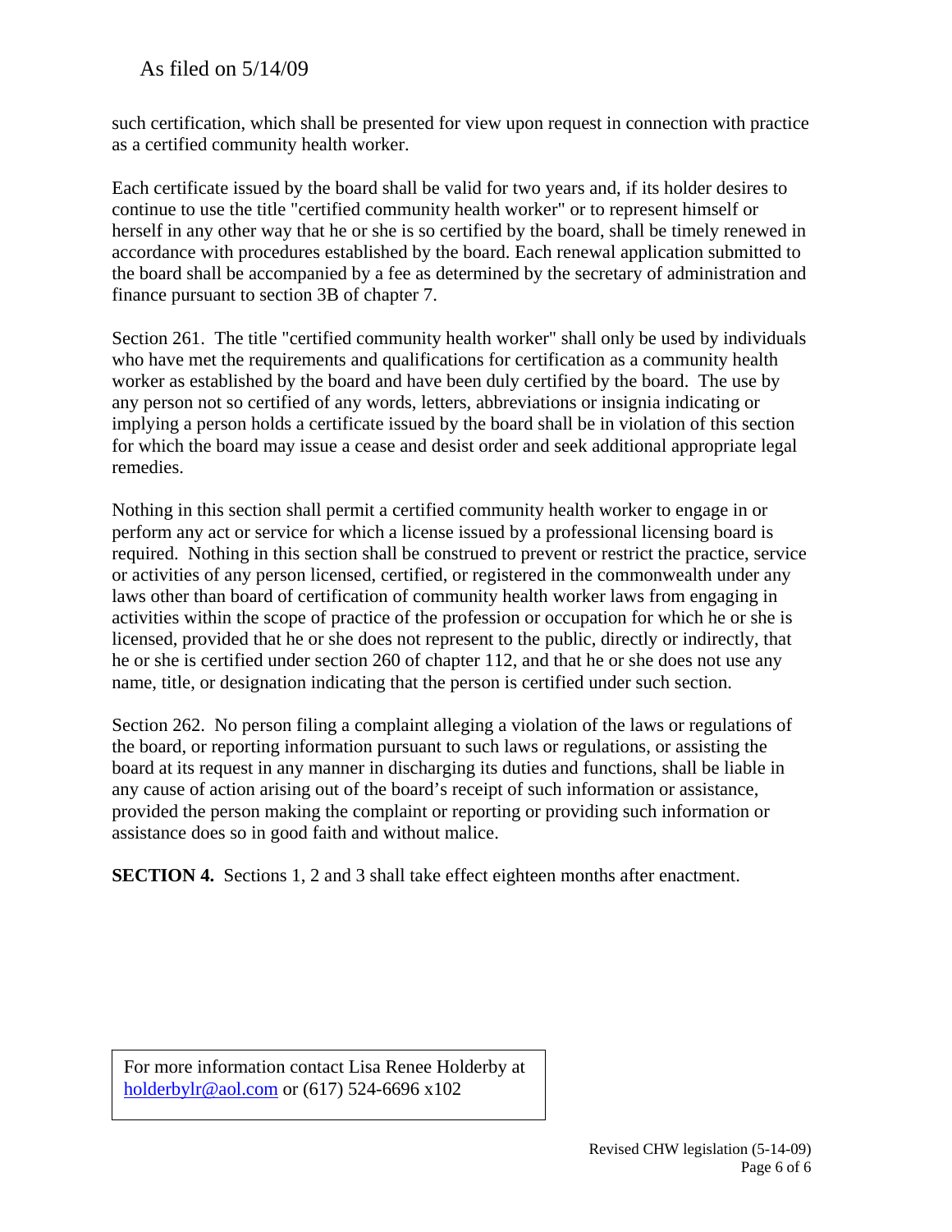such certification, which shall be presented for view upon request in connection with practice as a certified community health worker.

Each certificate issued by the board shall be valid for two years and, if its holder desires to continue to use the title "certified community health worker" or to represent himself or herself in any other way that he or she is so certified by the board, shall be timely renewed in accordance with procedures established by the board. Each renewal application submitted to the board shall be accompanied by a fee as determined by the secretary of administration and finance pursuant to section 3B of chapter 7.

Section 261. The title "certified community health worker" shall only be used by individuals who have met the requirements and qualifications for certification as a community health worker as established by the board and have been duly certified by the board. The use by any person not so certified of any words, letters, abbreviations or insignia indicating or implying a person holds a certificate issued by the board shall be in violation of this section for which the board may issue a cease and desist order and seek additional appropriate legal remedies.

Nothing in this section shall permit a certified community health worker to engage in or perform any act or service for which a license issued by a professional licensing board is required. Nothing in this section shall be construed to prevent or restrict the practice, service or activities of any person licensed, certified, or registered in the commonwealth under any laws other than board of certification of community health worker laws from engaging in activities within the scope of practice of the profession or occupation for which he or she is licensed, provided that he or she does not represent to the public, directly or indirectly, that he or she is certified under section 260 of chapter 112, and that he or she does not use any name, title, or designation indicating that the person is certified under such section.

Section 262. No person filing a complaint alleging a violation of the laws or regulations of the board, or reporting information pursuant to such laws or regulations, or assisting the board at its request in any manner in discharging its duties and functions, shall be liable in any cause of action arising out of the board's receipt of such information or assistance, provided the person making the complaint or reporting or providing such information or assistance does so in good faith and without malice.

**SECTION 4.** Sections 1, 2 and 3 shall take effect eighteen months after enactment.

For more information contact Lisa Renee Holderby at holderbylr@aol.com or (617) 524-6696 x102